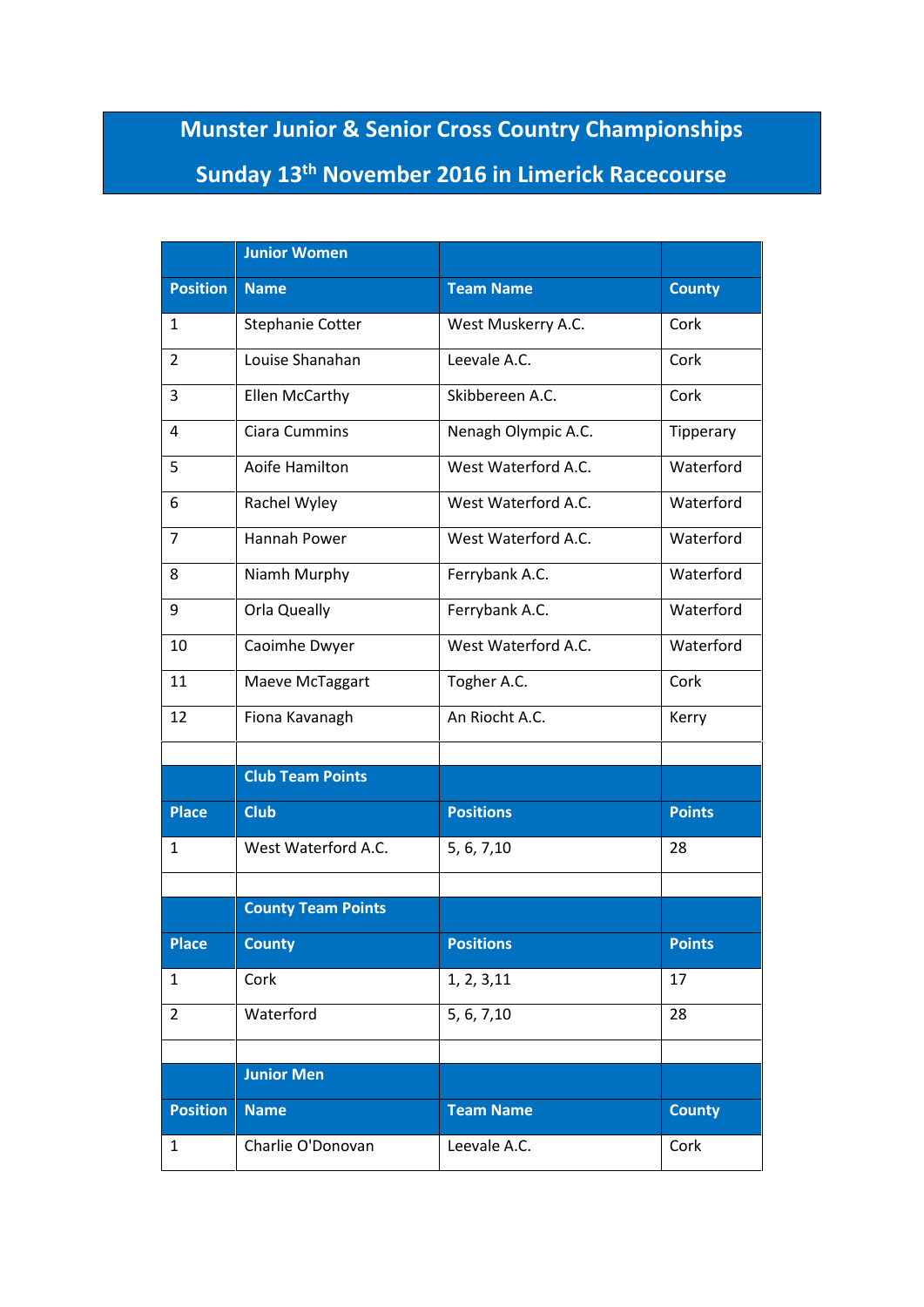# Munster Junior & Senior Cross Country Championships

## Sunday 13th November 2016 in Limerick Racecourse

| | Junior Women | | |
|---|---|---|---|
| **Position** | **Name** | **Team Name** | **County** |
| 1 | Stephanie Cotter | West Muskerry A.C. | Cork |
| 2 | Louise Shanahan | Leevale A.C. | Cork |
| 3 | Ellen McCarthy | Skibbereen A.C. | Cork |
| 4 | Ciara Cummins | Nenagh Olympic A.C. | Tipperary |
| 5 | Aoife Hamilton | West Waterford A.C. | Waterford |
| 6 | Rachel Wyley | West Waterford A.C. | Waterford |
| 7 | Hannah Power | West Waterford A.C. | Waterford |
| 8 | Niamh Murphy | Ferrybank A.C. | Waterford |
| 9 | Orla Queally | Ferrybank A.C. | Waterford |
| 10 | Caoimhe Dwyer | West Waterford A.C. | Waterford |
| 11 | Maeve McTaggart | Togher A.C. | Cork |
| 12 | Fiona Kavanagh | An Riocht A.C. | Kerry |
| | | | |
| | **Club Team Points** | | |
| **Place** | **Club** | **Positions** | **Points** |
| 1 | West Waterford A.C. | 5, 6, 7,10 | 28 |
| | | | |
| | **County Team Points** | | |
| **Place** | **County** | **Positions** | **Points** |
| 1 | Cork | 1, 2, 3,11 | 17 |
| 2 | Waterford | 5, 6, 7,10 | 28 |
| | | | |
| | **Junior Men** | | |
| **Position** | **Name** | **Team Name** | **County** |
| 1 | Charlie O'Donovan | Leevale A.C. | Cork |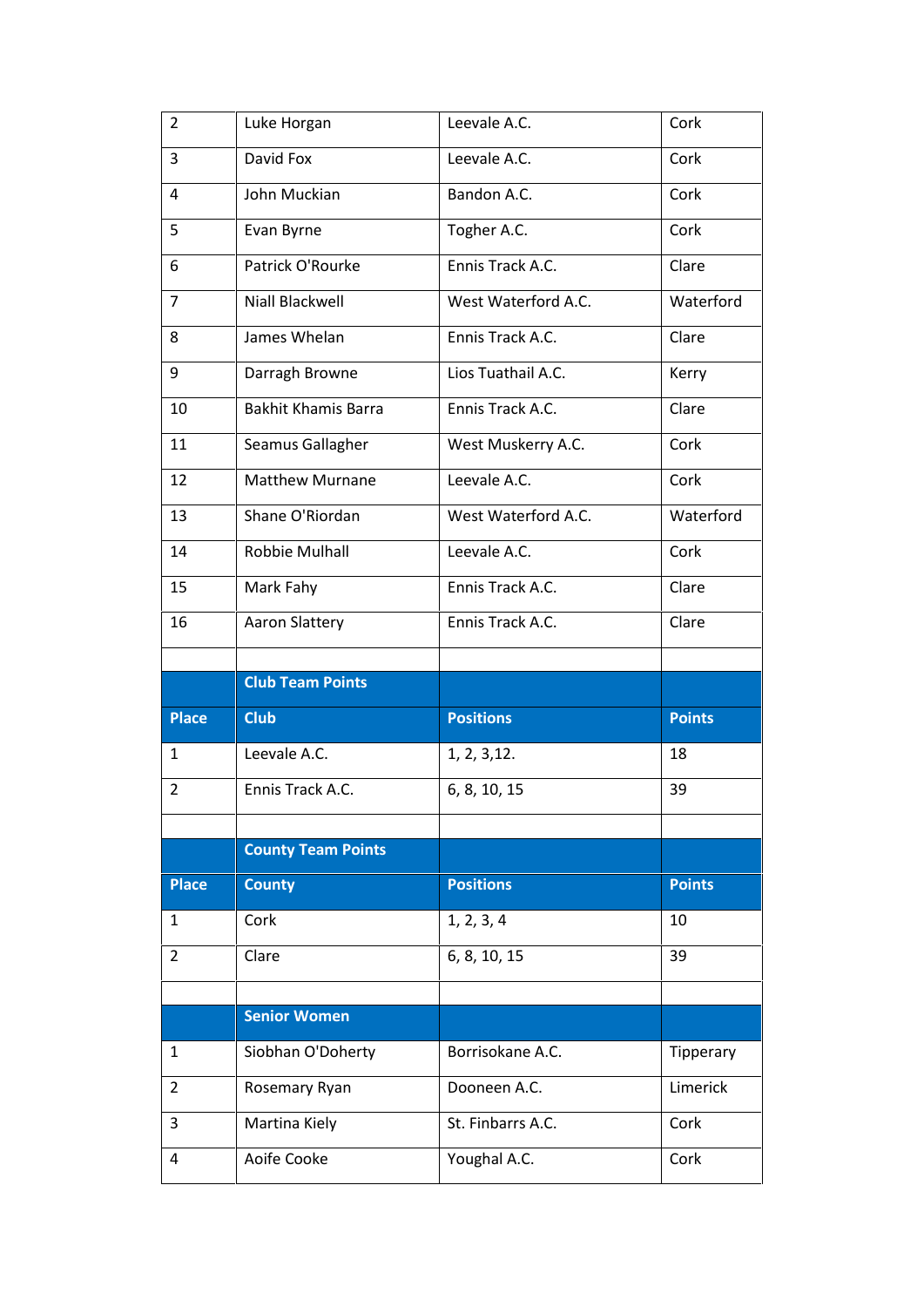| | | | |
|---|---|---|---|
| 2 | Luke Horgan | Leevale A.C. | Cork |
| 3 | David Fox | Leevale A.C. | Cork |
| 4 | John Muckian | Bandon A.C. | Cork |
| 5 | Evan Byrne | Togher A.C. | Cork |
| 6 | Patrick O'Rourke | Ennis Track A.C. | Clare |
| 7 | Niall Blackwell | West Waterford A.C. | Waterford |
| 8 | James Whelan | Ennis Track A.C. | Clare |
| 9 | Darragh Browne | Lios Tuathail A.C. | Kerry |
| 10 | Bakhit Khamis Barra | Ennis Track A.C. | Clare |
| 11 | Seamus Gallagher | West Muskerry A.C. | Cork |
| 12 | Matthew Murnane | Leevale A.C. | Cork |
| 13 | Shane O'Riordan | West Waterford A.C. | Waterford |
| 14 | Robbie Mulhall | Leevale A.C. | Cork |
| 15 | Mark Fahy | Ennis Track A.C. | Clare |
| 16 | Aaron Slattery | Ennis Track A.C. | Clare |
| | | | |
| | **Club Team Points** | | |
| **Place** | **Club** | **Positions** | **Points** |
| 1 | Leevale A.C. | 1, 2, 3,12. | 18 |
| 2 | Ennis Track A.C. | 6, 8, 10, 15 | 39 |
| | | | |
| | **County Team Points** | | |
| **Place** | **County** | **Positions** | **Points** |
| 1 | Cork | 1, 2, 3, 4 | 10 |
| 2 | Clare | 6, 8, 10, 15 | 39 |
| | | | |
| | **Senior Women** | | |
| 1 | Siobhan O'Doherty | Borrisokane A.C. | Tipperary |
| 2 | Rosemary Ryan | Dooneen A.C. | Limerick |
| 3 | Martina Kiely | St. Finbarrs A.C. | Cork |
| 4 | Aoife Cooke | Youghal A.C. | Cork |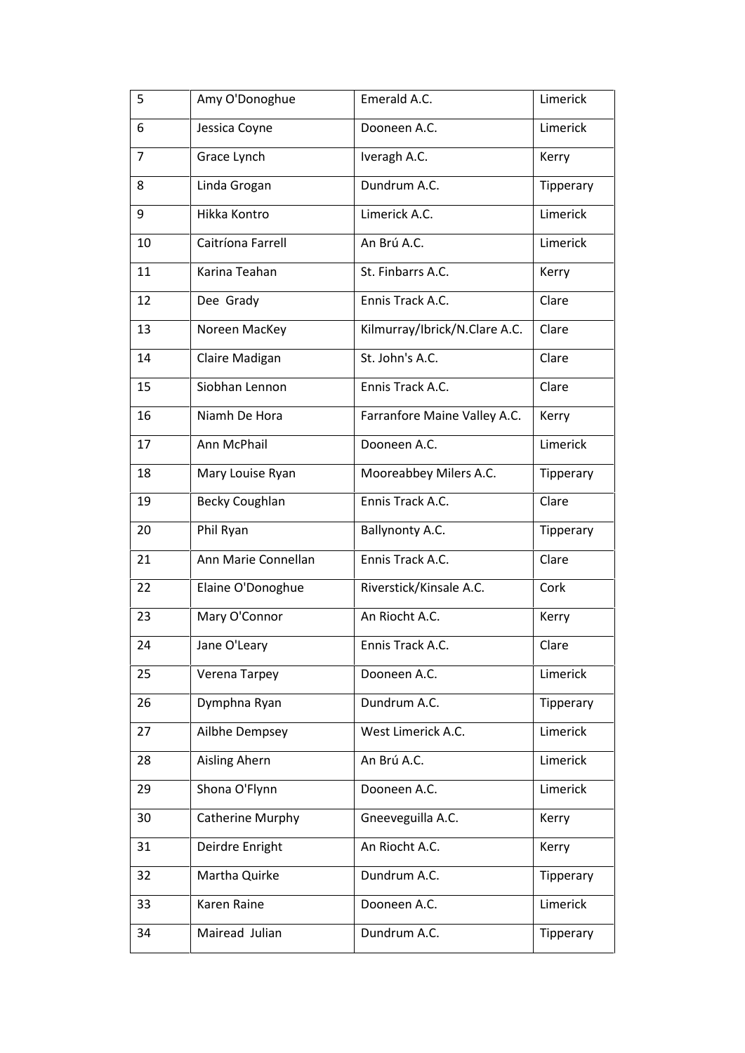| 5 | Amy O'Donoghue | Emerald A.C. | Limerick |
|---|---|---|---|
| 6 | Jessica Coyne | Dooneen A.C. | Limerick |
| 7 | Grace Lynch | Iveragh A.C. | Kerry |
| 8 | Linda Grogan | Dundrum A.C. | Tipperary |
| 9 | Hikka Kontro | Limerick A.C. | Limerick |
| 10 | Caitríona Farrell | An Brú A.C. | Limerick |
| 11 | Karina Teahan | St. Finbarrs A.C. | Kerry |
| 12 | Dee Grady | Ennis Track A.C. | Clare |
| 13 | Noreen MacKey | Kilmurray/Ibrick/N.Clare A.C. | Clare |
| 14 | Claire Madigan | St. John's A.C. | Clare |
| 15 | Siobhan Lennon | Ennis Track A.C. | Clare |
| 16 | Niamh De Hora | Farranfore Maine Valley A.C. | Kerry |
| 17 | Ann McPhail | Dooneen A.C. | Limerick |
| 18 | Mary Louise Ryan | Mooreabbey Milers A.C. | Tipperary |
| 19 | Becky Coughlan | Ennis Track A.C. | Clare |
| 20 | Phil Ryan | Ballynonty A.C. | Tipperary |
| 21 | Ann Marie Connellan | Ennis Track A.C. | Clare |
| 22 | Elaine O'Donoghue | Riverstick/Kinsale A.C. | Cork |
| 23 | Mary O'Connor | An Riocht A.C. | Kerry |
| 24 | Jane O'Leary | Ennis Track A.C. | Clare |
| 25 | Verena Tarpey | Dooneen A.C. | Limerick |
| 26 | Dymphna Ryan | Dundrum A.C. | Tipperary |
| 27 | Ailbhe Dempsey | West Limerick A.C. | Limerick |
| 28 | Aisling Ahern | An Brú A.C. | Limerick |
| 29 | Shona O'Flynn | Dooneen A.C. | Limerick |
| 30 | Catherine Murphy | Gneeveguilla A.C. | Kerry |
| 31 | Deirdre Enright | An Riocht A.C. | Kerry |
| 32 | Martha Quirke | Dundrum A.C. | Tipperary |
| 33 | Karen Raine | Dooneen A.C. | Limerick |
| 34 | Mairead Julian | Dundrum A.C. | Tipperary |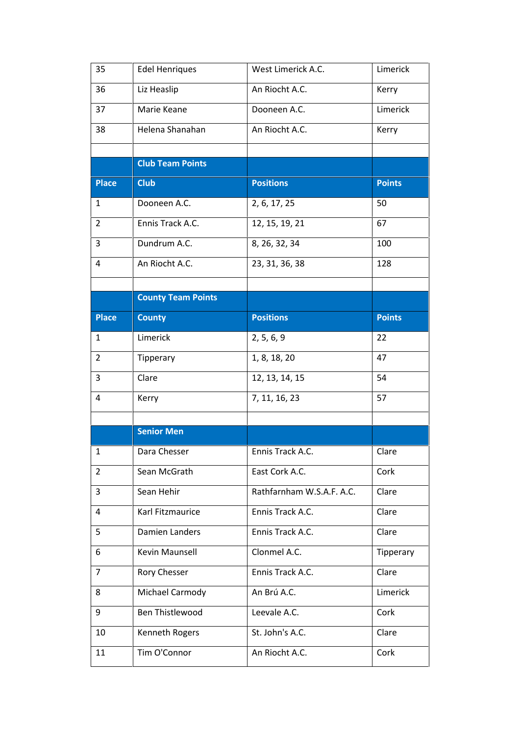| | | | |
|---|---|---|---|
| 35 | Edel Henriques | West Limerick A.C. | Limerick |
| 36 | Liz Heaslip | An Riocht A.C. | Kerry |
| 37 | Marie Keane | Dooneen A.C. | Limerick |
| 38 | Helena Shanahan | An Riocht A.C. | Kerry |

| | **Club Team Points** | | |
|---|---|---|---|
| **Place** | **Club** | **Positions** | **Points** |
| 1 | Dooneen A.C. | 2, 6, 17, 25 | 50 |
| 2 | Ennis Track A.C. | 12, 15, 19, 21 | 67 |
| 3 | Dundrum A.C. | 8, 26, 32, 34 | 100 |
| 4 | An Riocht A.C. | 23, 31, 36, 38 | 128 |

| | **County Team Points** | | |
|---|---|---|---|
| **Place** | **County** | **Positions** | **Points** |
| 1 | Limerick | 2, 5, 6, 9 | 22 |
| 2 | Tipperary | 1, 8, 18, 20 | 47 |
| 3 | Clare | 12, 13, 14, 15 | 54 |
| 4 | Kerry | 7, 11, 16, 23 | 57 |

| | **Senior Men** | | |
|---|---|---|---|
| 1 | Dara Chesser | Ennis Track A.C. | Clare |
| 2 | Sean McGrath | East Cork A.C. | Cork |
| 3 | Sean Hehir | Rathfarnham W.S.A.F. A.C. | Clare |
| 4 | Karl Fitzmaurice | Ennis Track A.C. | Clare |
| 5 | Damien Landers | Ennis Track A.C. | Clare |
| 6 | Kevin Maunsell | Clonmel A.C. | Tipperary |
| 7 | Rory Chesser | Ennis Track A.C. | Clare |
| 8 | Michael Carmody | An Brú A.C. | Limerick |
| 9 | Ben Thistlewood | Leevale A.C. | Cork |
| 10 | Kenneth Rogers | St. John's A.C. | Clare |
| 11 | Tim O'Connor | An Riocht A.C. | Cork |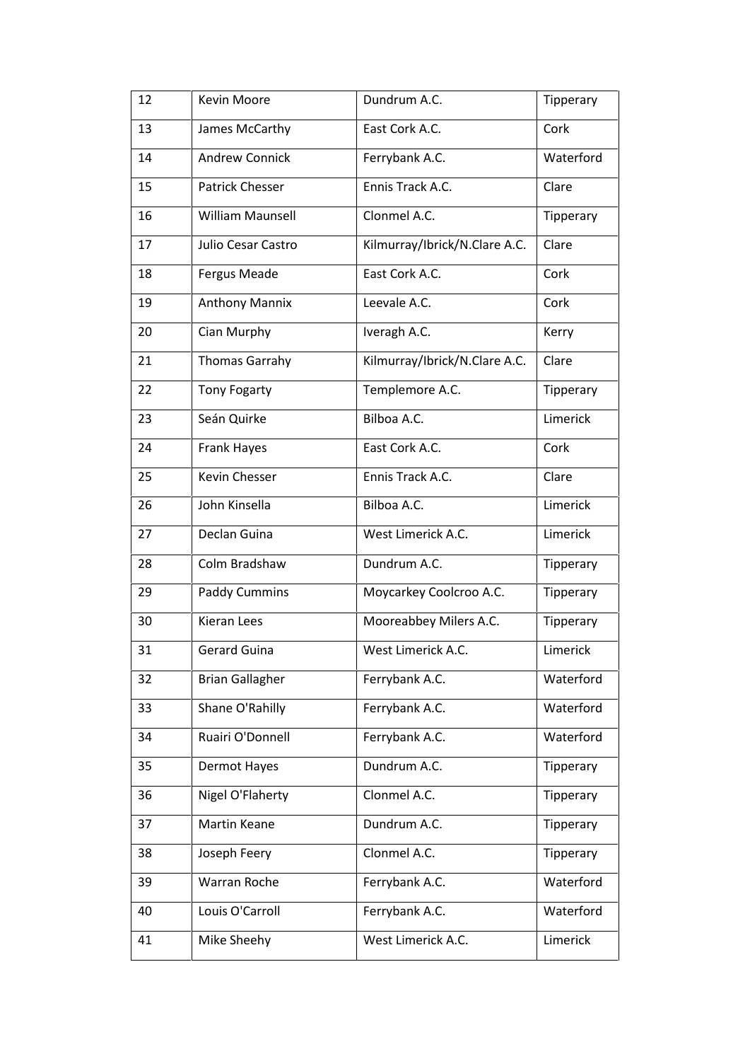| 12 | Kevin Moore | Dundrum A.C. | Tipperary |
|---|---|---|---|
| 13 | James McCarthy | East Cork A.C. | Cork |
| 14 | Andrew Connick | Ferrybank A.C. | Waterford |
| 15 | Patrick Chesser | Ennis Track A.C. | Clare |
| 16 | William Maunsell | Clonmel A.C. | Tipperary |
| 17 | Julio Cesar Castro | Kilmurray/Ibrick/N.Clare A.C. | Clare |
| 18 | Fergus Meade | East Cork A.C. | Cork |
| 19 | Anthony Mannix | Leevale A.C. | Cork |
| 20 | Cian Murphy | Iveragh A.C. | Kerry |
| 21 | Thomas Garrahy | Kilmurray/Ibrick/N.Clare A.C. | Clare |
| 22 | Tony Fogarty | Templemore A.C. | Tipperary |
| 23 | Seán Quirke | Bilboa A.C. | Limerick |
| 24 | Frank Hayes | East Cork A.C. | Cork |
| 25 | Kevin Chesser | Ennis Track A.C. | Clare |
| 26 | John Kinsella | Bilboa A.C. | Limerick |
| 27 | Declan Guina | West Limerick A.C. | Limerick |
| 28 | Colm Bradshaw | Dundrum A.C. | Tipperary |
| 29 | Paddy Cummins | Moycarkey Coolcroo A.C. | Tipperary |
| 30 | Kieran Lees | Mooreabbey Milers A.C. | Tipperary |
| 31 | Gerard Guina | West Limerick A.C. | Limerick |
| 32 | Brian Gallagher | Ferrybank A.C. | Waterford |
| 33 | Shane O'Rahilly | Ferrybank A.C. | Waterford |
| 34 | Ruairi O'Donnell | Ferrybank A.C. | Waterford |
| 35 | Dermot Hayes | Dundrum A.C. | Tipperary |
| 36 | Nigel O'Flaherty | Clonmel A.C. | Tipperary |
| 37 | Martin Keane | Dundrum A.C. | Tipperary |
| 38 | Joseph Feery | Clonmel A.C. | Tipperary |
| 39 | Warran Roche | Ferrybank A.C. | Waterford |
| 40 | Louis O'Carroll | Ferrybank A.C. | Waterford |
| 41 | Mike Sheehy | West Limerick A.C. | Limerick |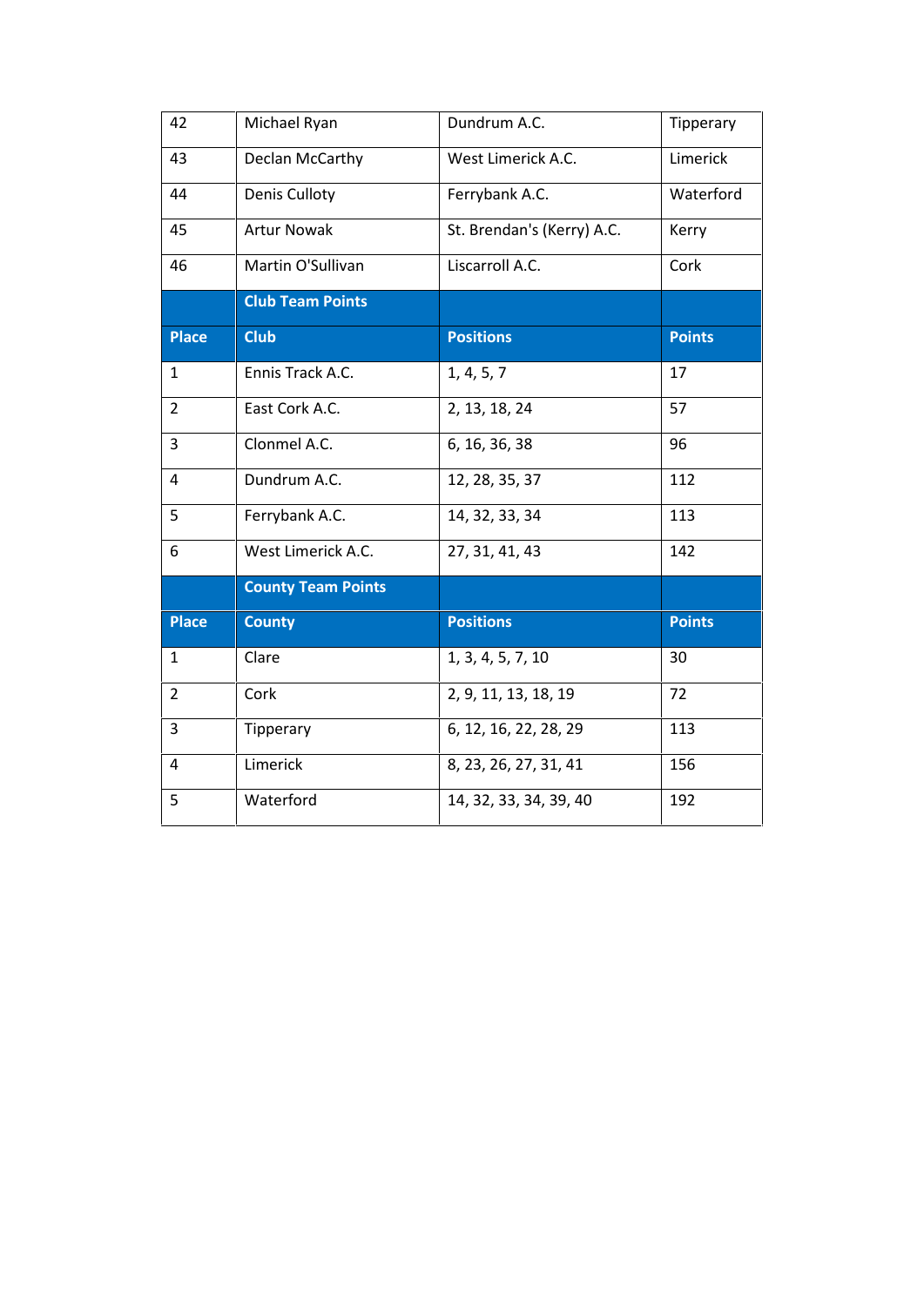| | | | |
|---|---|---|---|
| 42 | Michael Ryan | Dundrum A.C. | Tipperary |
| 43 | Declan McCarthy | West Limerick A.C. | Limerick |
| 44 | Denis Culloty | Ferrybank A.C. | Waterford |
| 45 | Artur Nowak | St. Brendan's (Kerry) A.C. | Kerry |
| 46 | Martin O'Sullivan | Liscarroll A.C. | Cork |

| | **Club Team Points** | | |
|---|---|---|---|
| **Place** | **Club** | **Positions** | **Points** |
| 1 | Ennis Track A.C. | 1, 4, 5, 7 | 17 |
| 2 | East Cork A.C. | 2, 13, 18, 24 | 57 |
| 3 | Clonmel A.C. | 6, 16, 36, 38 | 96 |
| 4 | Dundrum A.C. | 12, 28, 35, 37 | 112 |
| 5 | Ferrybank A.C. | 14, 32, 33, 34 | 113 |
| 6 | West Limerick A.C. | 27, 31, 41, 43 | 142 |

| | **County Team Points** | | |
|---|---|---|---|
| **Place** | **County** | **Positions** | **Points** |
| 1 | Clare | 1, 3, 4, 5, 7, 10 | 30 |
| 2 | Cork | 2, 9, 11, 13, 18, 19 | 72 |
| 3 | Tipperary | 6, 12, 16, 22, 28, 29 | 113 |
| 4 | Limerick | 8, 23, 26, 27, 31, 41 | 156 |
| 5 | Waterford | 14, 32, 33, 34, 39, 40 | 192 |